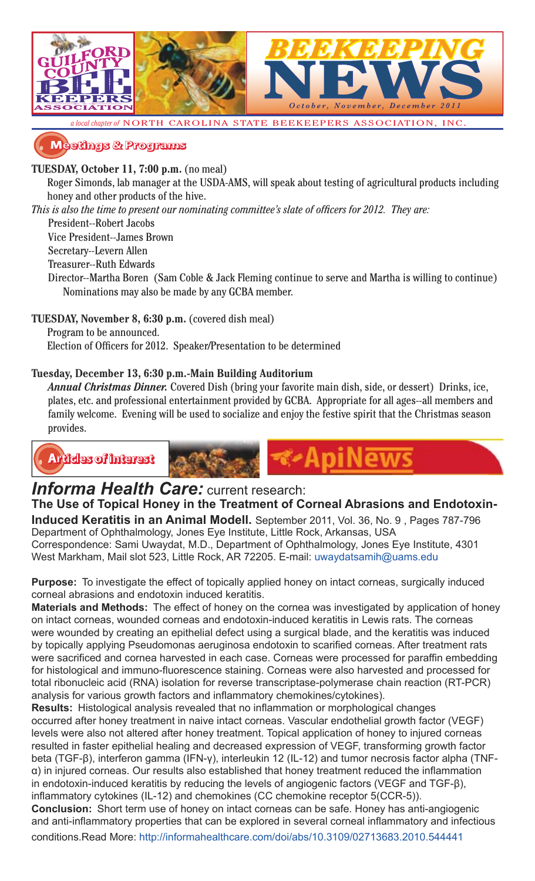# GUILFORD COUNTY BEE KEEPERS ASSOCIATION

# BEEKEEPING NEWS

*October, November, December 2011*

*a local chapter of* NORTH CAROLINA STATE BEEKEEPERS ASSOCIATION, INC.

## Meetings & Programs

**TUESDAY, October 11, 7:00 p.m.** (no meal)

Roger Simonds, lab manager at the USDA-AMS, will speak about testing of agricultural products including honey and other products of the hive.

*This is also the time to present our nominating committee's slate of officers for 2012. They are:*

- President--Robert Jacobs
- Vice President--James Brown
- Secretary--Levern Allen
- Treasurer--Ruth Edwards
- Director--Martha Boren (Sam Coble & Jack Fleming continue to serve and Martha is willing to continue) Nominations may also be made by any GCBA member.

**TUESDAY, November 8, 6:30 p.m.** (covered dish meal)

Program to be announced.

Election of Officers for 2012. Speaker/Presentation to be determined

**Tuesday, December 13, 6:30 p.m.-Main Building Auditorium**

***Annual Christmas Dinner.*** Covered Dish (bring your favorite main dish, side, or dessert) Drinks, ice, plates, etc. and professional entertainment provided by GCBA. Appropriate for all ages--all members and family welcome. Evening will be used to socialize and enjoy the festive spirit that the Christmas season provides.

## Articles of Interest

## ApiNews

### *Informa Health Care:* current research:

**The Use of Topical Honey in the Treatment of Corneal Abrasions and Endotoxin-Induced Keratitis in an Animal Modell.** September 2011, Vol. 36, No. 9 , Pages 787-796

Department of Ophthalmology, Jones Eye Institute, Little Rock, Arkansas, USA

Correspondence: Sami Uwaydat, M.D., Department of Ophthalmology, Jones Eye Institute, 4301 West Markham, Mail slot 523, Little Rock, AR 72205. E-mail: uwaydatsamih@uams.edu

**Purpose:** To investigate the effect of topically applied honey on intact corneas, surgically induced corneal abrasions and endotoxin induced keratitis.

**Materials and Methods:** The effect of honey on the cornea was investigated by application of honey on intact corneas, wounded corneas and endotoxin-induced keratitis in Lewis rats. The corneas were wounded by creating an epithelial defect using a surgical blade, and the keratitis was induced by topically applying Pseudomonas aeruginosa endotoxin to scarified corneas. After treatment rats were sacrificed and cornea harvested in each case. Corneas were processed for paraffin embedding for histological and immuno-fluorescence staining. Corneas were also harvested and processed for total ribonucleic acid (RNA) isolation for reverse transcriptase-polymerase chain reaction (RT-PCR) analysis for various growth factors and inflammatory chemokines/cytokines).

**Results:** Histological analysis revealed that no inflammation or morphological changes occurred after honey treatment in naive intact corneas. Vascular endothelial growth factor (VEGF) levels were also not altered after honey treatment. Topical application of honey to injured corneas resulted in faster epithelial healing and decreased expression of VEGF, transforming growth factor beta (TGF-β), interferon gamma (IFN-γ), interleukin 12 (IL-12) and tumor necrosis factor alpha (TNF-α) in injured corneas. Our results also established that honey treatment reduced the inflammation in endotoxin-induced keratitis by reducing the levels of angiogenic factors (VEGF and TGF-β), inflammatory cytokines (IL-12) and chemokines (CC chemokine receptor 5(CCR-5)).

**Conclusion:** Short term use of honey on intact corneas can be safe. Honey has anti-angiogenic and anti-inflammatory properties that can be explored in several corneal inflammatory and infectious conditions.Read More: http://informahealthcare.com/doi/abs/10.3109/02713683.2010.544441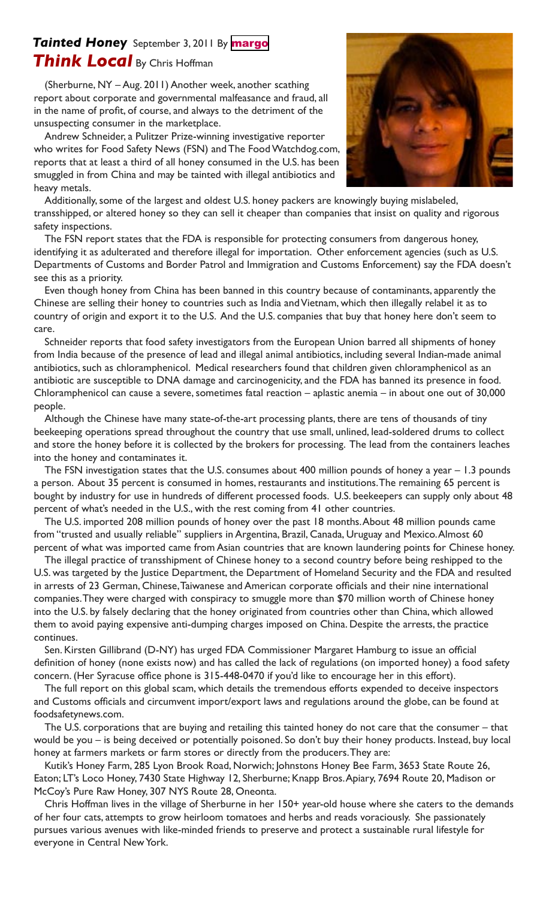## *Tainted Honey* September 3, 2011 By margo

## *Think Local* By Chris Hoffman

(Sherburne, NY – Aug. 2011) Another week, another scathing report about corporate and governmental malfeasance and fraud, all in the name of profit, of course, and always to the detriment of the unsuspecting consumer in the marketplace.

Andrew Schneider, a Pulitzer Prize-winning investigative reporter who writes for Food Safety News (FSN) and The Food Watchdog.com, reports that at least a third of all honey consumed in the U.S. has been smuggled in from China and may be tainted with illegal antibiotics and heavy metals.

Additionally, some of the largest and oldest U.S. honey packers are knowingly buying mislabeled, transshipped, or altered honey so they can sell it cheaper than companies that insist on quality and rigorous safety inspections.

The FSN report states that the FDA is responsible for protecting consumers from dangerous honey, identifying it as adulterated and therefore illegal for importation. Other enforcement agencies (such as U.S. Departments of Customs and Border Patrol and Immigration and Customs Enforcement) say the FDA doesn't see this as a priority.

Even though honey from China has been banned in this country because of contaminants, apparently the Chinese are selling their honey to countries such as India and Vietnam, which then illegally relabel it as to country of origin and export it to the U.S. And the U.S. companies that buy that honey here don't seem to care.

Schneider reports that food safety investigators from the European Union barred all shipments of honey from India because of the presence of lead and illegal animal antibiotics, including several Indian-made animal antibiotics, such as chloramphenicol. Medical researchers found that children given chloramphenicol as an antibiotic are susceptible to DNA damage and carcinogenicity, and the FDA has banned its presence in food. Chloramphenicol can cause a severe, sometimes fatal reaction – aplastic anemia – in about one out of 30,000 people.

Although the Chinese have many state-of-the-art processing plants, there are tens of thousands of tiny beekeeping operations spread throughout the country that use small, unlined, lead-soldered drums to collect and store the honey before it is collected by the brokers for processing. The lead from the containers leaches into the honey and contaminates it.

The FSN investigation states that the U.S. consumes about 400 million pounds of honey a year – 1.3 pounds a person. About 35 percent is consumed in homes, restaurants and institutions. The remaining 65 percent is bought by industry for use in hundreds of different processed foods. U.S. beekeepers can supply only about 48 percent of what's needed in the U.S., with the rest coming from 41 other countries.

The U.S. imported 208 million pounds of honey over the past 18 months. About 48 million pounds came from "trusted and usually reliable" suppliers in Argentina, Brazil, Canada, Uruguay and Mexico. Almost 60 percent of what was imported came from Asian countries that are known laundering points for Chinese honey.

The illegal practice of transshipment of Chinese honey to a second country before being reshipped to the U.S. was targeted by the Justice Department, the Department of Homeland Security and the FDA and resulted in arrests of 23 German, Chinese, Taiwanese and American corporate officials and their nine international companies. They were charged with conspiracy to smuggle more than $70 million worth of Chinese honey into the U.S. by falsely declaring that the honey originated from countries other than China, which allowed them to avoid paying expensive anti-dumping charges imposed on China. Despite the arrests, the practice continues.

Sen. Kirsten Gillibrand (D-NY) has urged FDA Commissioner Margaret Hamburg to issue an official definition of honey (none exists now) and has called the lack of regulations (on imported honey) a food safety concern. (Her Syracuse office phone is 315-448-0470 if you'd like to encourage her in this effort).

The full report on this global scam, which details the tremendous efforts expended to deceive inspectors and Customs officials and circumvent import/export laws and regulations around the globe, can be found at foodsafetynews.com.

The U.S. corporations that are buying and retailing this tainted honey do not care that the consumer – that would be you – is being deceived or potentially poisoned. So don't buy their honey products. Instead, buy local honey at farmers markets or farm stores or directly from the producers. They are:

Kutik's Honey Farm, 285 Lyon Brook Road, Norwich; Johnstons Honey Bee Farm, 3653 State Route 26, Eaton; LT's Loco Honey, 7430 State Highway 12, Sherburne; Knapp Bros. Apiary, 7694 Route 20, Madison or McCoy's Pure Raw Honey, 307 NYS Route 28, Oneonta.

Chris Hoffman lives in the village of Sherburne in her 150+ year-old house where she caters to the demands of her four cats, attempts to grow heirloom tomatoes and herbs and reads voraciously. She passionately pursues various avenues with like-minded friends to preserve and protect a sustainable rural lifestyle for everyone in Central New York.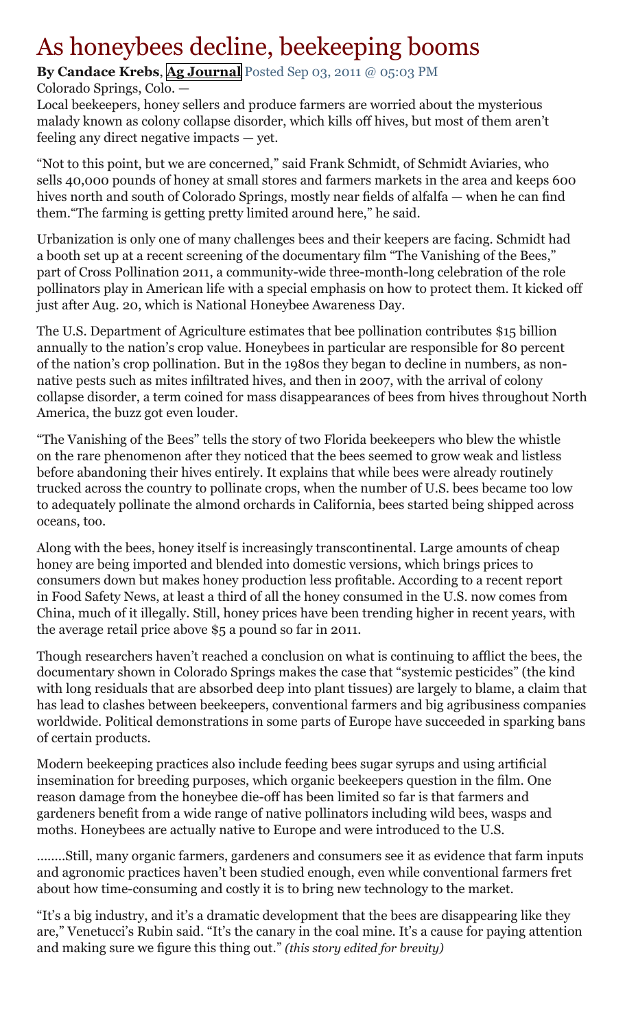# As honeybees decline, beekeeping booms

**By Candace Krebs**, **Ag Journal** Posted Sep 03, 2011 @ 05:03 PM

Colorado Springs, Colo. —

Local beekeepers, honey sellers and produce farmers are worried about the mysterious malady known as colony collapse disorder, which kills off hives, but most of them aren't feeling any direct negative impacts — yet.

"Not to this point, but we are concerned," said Frank Schmidt, of Schmidt Aviaries, who sells 40,000 pounds of honey at small stores and farmers markets in the area and keeps 600 hives north and south of Colorado Springs, mostly near fields of alfalfa — when he can find them."The farming is getting pretty limited around here," he said.

Urbanization is only one of many challenges bees and their keepers are facing. Schmidt had a booth set up at a recent screening of the documentary film "The Vanishing of the Bees," part of Cross Pollination 2011, a community-wide three-month-long celebration of the role pollinators play in American life with a special emphasis on how to protect them. It kicked off just after Aug. 20, which is National Honeybee Awareness Day.

The U.S. Department of Agriculture estimates that bee pollination contributes $15 billion annually to the nation's crop value. Honeybees in particular are responsible for 80 percent of the nation's crop pollination. But in the 1980s they began to decline in numbers, as non-native pests such as mites infiltrated hives, and then in 2007, with the arrival of colony collapse disorder, a term coined for mass disappearances of bees from hives throughout North America, the buzz got even louder.

"The Vanishing of the Bees" tells the story of two Florida beekeepers who blew the whistle on the rare phenomenon after they noticed that the bees seemed to grow weak and listless before abandoning their hives entirely. It explains that while bees were already routinely trucked across the country to pollinate crops, when the number of U.S. bees became too low to adequately pollinate the almond orchards in California, bees started being shipped across oceans, too.

Along with the bees, honey itself is increasingly transcontinental. Large amounts of cheap honey are being imported and blended into domestic versions, which brings prices to consumers down but makes honey production less profitable. According to a recent report in Food Safety News, at least a third of all the honey consumed in the U.S. now comes from China, much of it illegally. Still, honey prices have been trending higher in recent years, with the average retail price above $5 a pound so far in 2011.

Though researchers haven't reached a conclusion on what is continuing to afflict the bees, the documentary shown in Colorado Springs makes the case that "systemic pesticides" (the kind with long residuals that are absorbed deep into plant tissues) are largely to blame, a claim that has lead to clashes between beekeepers, conventional farmers and big agribusiness companies worldwide. Political demonstrations in some parts of Europe have succeeded in sparking bans of certain products.

Modern beekeeping practices also include feeding bees sugar syrups and using artificial insemination for breeding purposes, which organic beekeepers question in the film. One reason damage from the honeybee die-off has been limited so far is that farmers and gardeners benefit from a wide range of native pollinators including wild bees, wasps and moths. Honeybees are actually native to Europe and were introduced to the U.S.

……..Still, many organic farmers, gardeners and consumers see it as evidence that farm inputs and agronomic practices haven't been studied enough, even while conventional farmers fret about how time-consuming and costly it is to bring new technology to the market.

"It's a big industry, and it's a dramatic development that the bees are disappearing like they are," Venetucci's Rubin said. "It's the canary in the coal mine. It's a cause for paying attention and making sure we figure this thing out." *(this story edited for brevity)*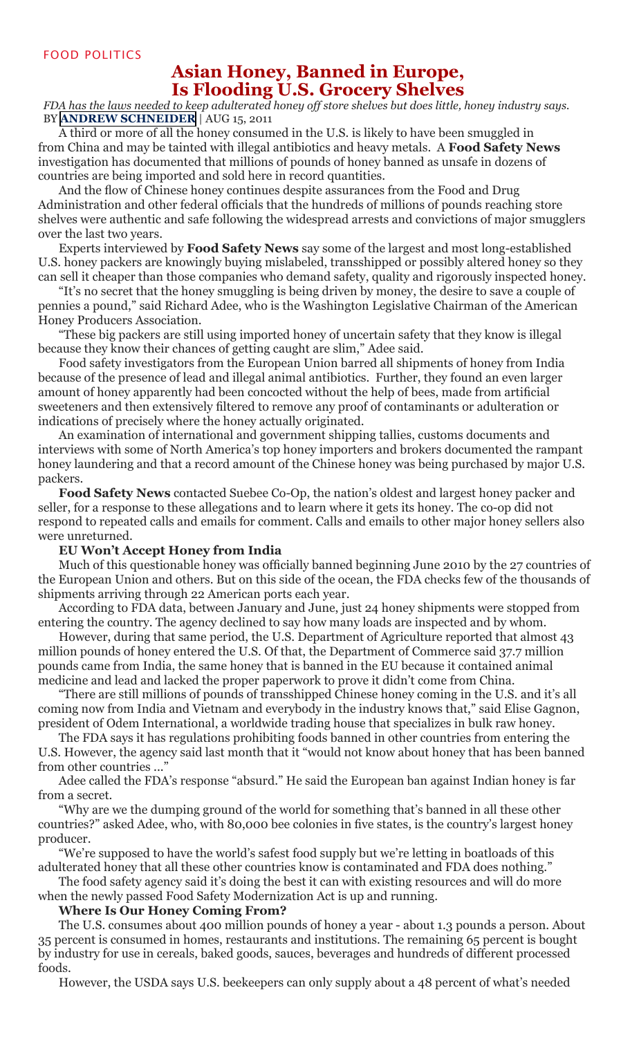FOOD POLITICS

# Asian Honey, Banned in Europe, Is Flooding U.S. Grocery Shelves

*FDA has the laws needed to keep adulterated honey off store shelves but does little, honey industry says.*
BY **ANDREW SCHNEIDER** | AUG 15, 2011

A third or more of all the honey consumed in the U.S. is likely to have been smuggled in from China and may be tainted with illegal antibiotics and heavy metals. A **Food Safety News** investigation has documented that millions of pounds of honey banned as unsafe in dozens of countries are being imported and sold here in record quantities.

And the flow of Chinese honey continues despite assurances from the Food and Drug Administration and other federal officials that the hundreds of millions of pounds reaching store shelves were authentic and safe following the widespread arrests and convictions of major smugglers over the last two years.

Experts interviewed by **Food Safety News** say some of the largest and most long-established U.S. honey packers are knowingly buying mislabeled, transshipped or possibly altered honey so they can sell it cheaper than those companies who demand safety, quality and rigorously inspected honey.

"It's no secret that the honey smuggling is being driven by money, the desire to save a couple of pennies a pound," said Richard Adee, who is the Washington Legislative Chairman of the American Honey Producers Association.

"These big packers are still using imported honey of uncertain safety that they know is illegal because they know their chances of getting caught are slim," Adee said.

Food safety investigators from the European Union barred all shipments of honey from India because of the presence of lead and illegal animal antibiotics. Further, they found an even larger amount of honey apparently had been concocted without the help of bees, made from artificial sweeteners and then extensively filtered to remove any proof of contaminants or adulteration or indications of precisely where the honey actually originated.

An examination of international and government shipping tallies, customs documents and interviews with some of North America's top honey importers and brokers documented the rampant honey laundering and that a record amount of the Chinese honey was being purchased by major U.S. packers.

**Food Safety News** contacted Suebee Co-Op, the nation's oldest and largest honey packer and seller, for a response to these allegations and to learn where it gets its honey. The co-op did not respond to repeated calls and emails for comment. Calls and emails to other major honey sellers also were unreturned.

**EU Won't Accept Honey from India**

Much of this questionable honey was officially banned beginning June 2010 by the 27 countries of the European Union and others. But on this side of the ocean, the FDA checks few of the thousands of shipments arriving through 22 American ports each year.

According to FDA data, between January and June, just 24 honey shipments were stopped from entering the country. The agency declined to say how many loads are inspected and by whom.

However, during that same period, the U.S. Department of Agriculture reported that almost 43 million pounds of honey entered the U.S. Of that, the Department of Commerce said 37.7 million pounds came from India, the same honey that is banned in the EU because it contained animal medicine and lead and lacked the proper paperwork to prove it didn't come from China.

"There are still millions of pounds of transshipped Chinese honey coming in the U.S. and it's all coming now from India and Vietnam and everybody in the industry knows that," said Elise Gagnon, president of Odem International, a worldwide trading house that specializes in bulk raw honey.

The FDA says it has regulations prohibiting foods banned in other countries from entering the U.S. However, the agency said last month that it "would not know about honey that has been banned from other countries ..."

Adee called the FDA's response "absurd." He said the European ban against Indian honey is far from a secret.

"Why are we the dumping ground of the world for something that's banned in all these other countries?" asked Adee, who, with 80,000 bee colonies in five states, is the country's largest honey producer.

"We're supposed to have the world's safest food supply but we're letting in boatloads of this adulterated honey that all these other countries know is contaminated and FDA does nothing."

The food safety agency said it's doing the best it can with existing resources and will do more when the newly passed Food Safety Modernization Act is up and running.

**Where Is Our Honey Coming From?**

The U.S. consumes about 400 million pounds of honey a year - about 1.3 pounds a person. About 35 percent is consumed in homes, restaurants and institutions. The remaining 65 percent is bought by industry for use in cereals, baked goods, sauces, beverages and hundreds of different processed foods.

However, the USDA says U.S. beekeepers can only supply about a 48 percent of what's needed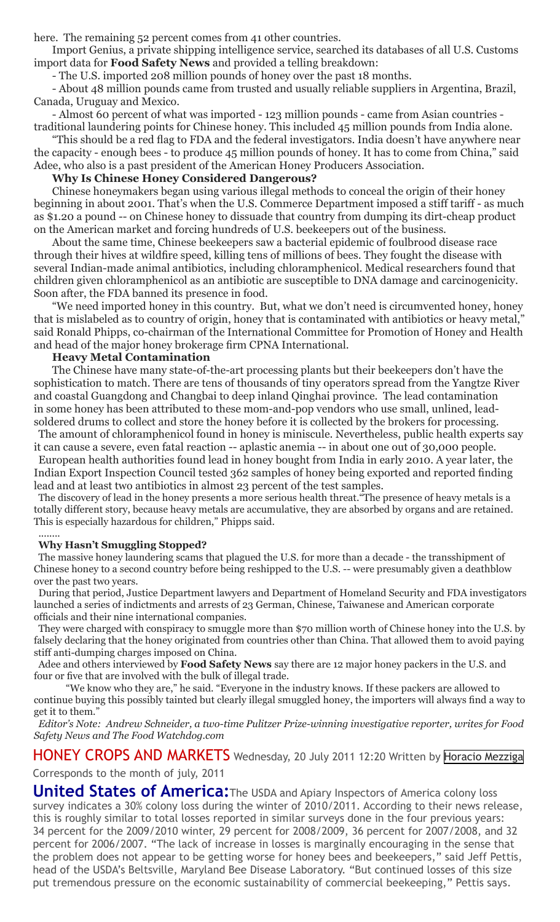here. The remaining 52 percent comes from 41 other countries.

Import Genius, a private shipping intelligence service, searched its databases of all U.S. Customs import data for **Food Safety News** and provided a telling breakdown:

- The U.S. imported 208 million pounds of honey over the past 18 months.
- About 48 million pounds came from trusted and usually reliable suppliers in Argentina, Brazil, Canada, Uruguay and Mexico.
- Almost 60 percent of what was imported - 123 million pounds - came from Asian countries - traditional laundering points for Chinese honey. This included 45 million pounds from India alone.

"This should be a red flag to FDA and the federal investigators. India doesn't have anywhere near the capacity - enough bees - to produce 45 million pounds of honey. It has to come from China," said Adee, who also is a past president of the American Honey Producers Association.

**Why Is Chinese Honey Considered Dangerous?**

Chinese honeymakers began using various illegal methods to conceal the origin of their honey beginning in about 2001. That's when the U.S. Commerce Department imposed a stiff tariff - as much as $1.20 a pound -- on Chinese honey to dissuade that country from dumping its dirt-cheap product on the American market and forcing hundreds of U.S. beekeepers out of the business.

About the same time, Chinese beekeepers saw a bacterial epidemic of foulbrood disease race through their hives at wildfire speed, killing tens of millions of bees. They fought the disease with several Indian-made animal antibiotics, including chloramphenicol. Medical researchers found that children given chloramphenicol as an antibiotic are susceptible to DNA damage and carcinogenicity. Soon after, the FDA banned its presence in food.

"We need imported honey in this country. But, what we don't need is circumvented honey, honey that is mislabeled as to country of origin, honey that is contaminated with antibiotics or heavy metal," said Ronald Phipps, co-chairman of the International Committee for Promotion of Honey and Health and head of the major honey brokerage firm CPNA International.

**Heavy Metal Contamination**

The Chinese have many state-of-the-art processing plants but their beekeepers don't have the sophistication to match. There are tens of thousands of tiny operators spread from the Yangtze River and coastal Guangdong and Changbai to deep inland Qinghai province. The lead contamination in some honey has been attributed to these mom-and-pop vendors who use small, unlined, lead-soldered drums to collect and store the honey before it is collected by the brokers for processing.

The amount of chloramphenicol found in honey is miniscule. Nevertheless, public health experts say it can cause a severe, even fatal reaction -- aplastic anemia -- in about one out of 30,000 people.

European health authorities found lead in honey bought from India in early 2010. A year later, the Indian Export Inspection Council tested 362 samples of honey being exported and reported finding lead and at least two antibiotics in almost 23 percent of the test samples.

The discovery of lead in the honey presents a more serious health threat."The presence of heavy metals is a totally different story, because heavy metals are accumulative, they are absorbed by organs and are retained. This is especially hazardous for children," Phipps said.

........

**Why Hasn't Smuggling Stopped?**

The massive honey laundering scams that plagued the U.S. for more than a decade - the transshipment of Chinese honey to a second country before being reshipped to the U.S. -- were presumably given a deathblow over the past two years.

During that period, Justice Department lawyers and Department of Homeland Security and FDA investigators launched a series of indictments and arrests of 23 German, Chinese, Taiwanese and American corporate officials and their nine international companies.

They were charged with conspiracy to smuggle more than $70 million worth of Chinese honey into the U.S. by falsely declaring that the honey originated from countries other than China. That allowed them to avoid paying stiff anti-dumping charges imposed on China.

Adee and others interviewed by **Food Safety News** say there are 12 major honey packers in the U.S. and four or five that are involved with the bulk of illegal trade.

"We know who they are," he said. "Everyone in the industry knows. If these packers are allowed to continue buying this possibly tainted but clearly illegal smuggled honey, the importers will always find a way to get it to them."

*Editor's Note: Andrew Schneider, a two-time Pulitzer Prize-winning investigative reporter, writes for Food Safety News and The Food Watchdog.com*

## HONEY CROPS AND MARKETS

Wednesday, 20 July 2011 12:20 Written by Horacio Mezziga

Corresponds to the month of july, 2011

**United States of America:** The USDA and Apiary Inspectors of America colony loss survey indicates a 30% colony loss during the winter of 2010/2011. According to their news release, this is roughly similar to total losses reported in similar surveys done in the four previous years: 34 percent for the 2009/2010 winter, 29 percent for 2008/2009, 36 percent for 2007/2008, and 32 percent for 2006/2007. "The lack of increase in losses is marginally encouraging in the sense that the problem does not appear to be getting worse for honey bees and beekeepers," said Jeff Pettis, head of the USDA's Beltsville, Maryland Bee Disease Laboratory. "But continued losses of this size put tremendous pressure on the economic sustainability of commercial beekeeping," Pettis says.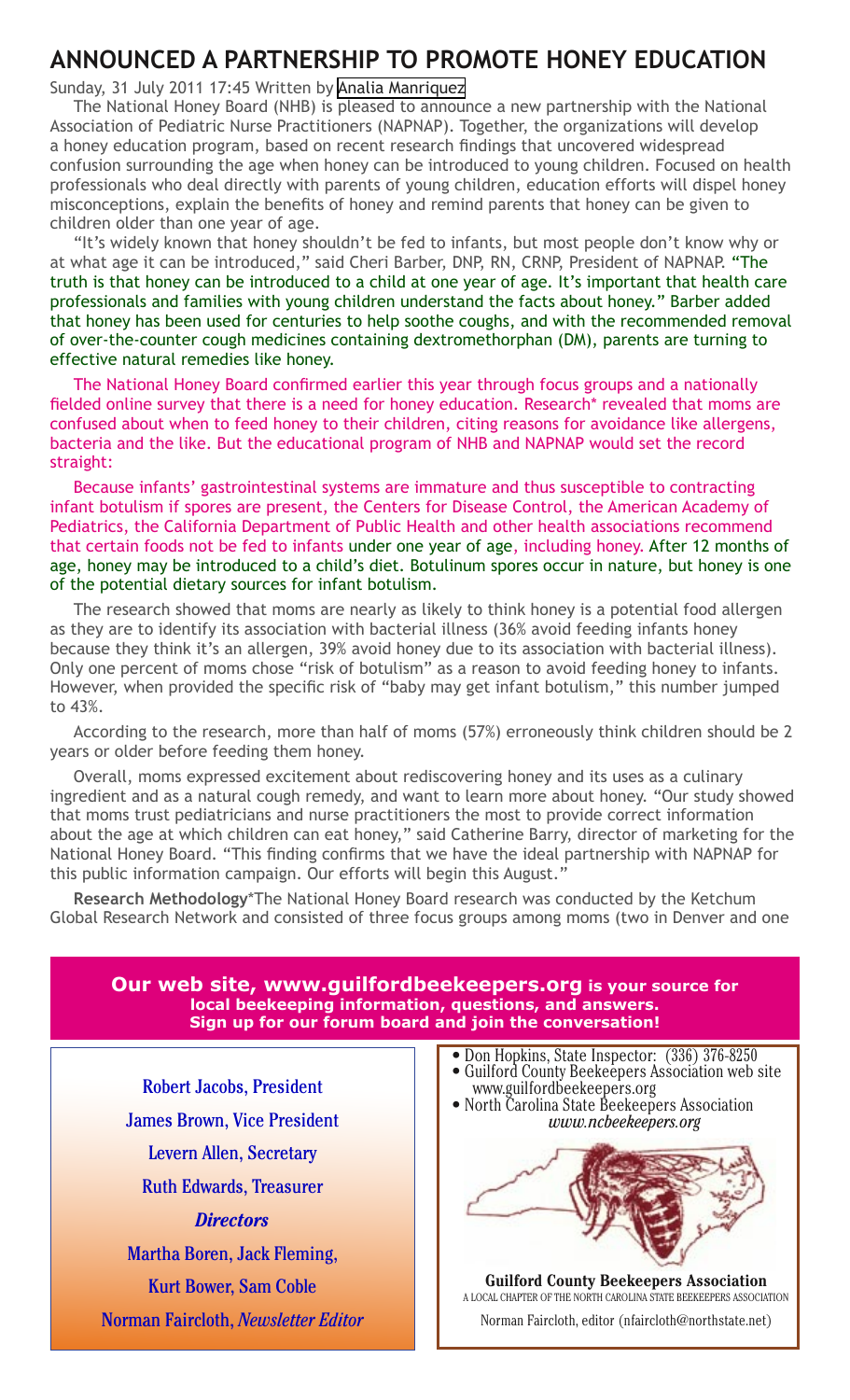# ANNOUNCED A PARTNERSHIP TO PROMOTE HONEY EDUCATION

Sunday, 31 July 2011 17:45 Written by Analia Manriquez

The National Honey Board (NHB) is pleased to announce a new partnership with the National Association of Pediatric Nurse Practitioners (NAPNAP). Together, the organizations will develop a honey education program, based on recent research findings that uncovered widespread confusion surrounding the age when honey can be introduced to young children. Focused on health professionals who deal directly with parents of young children, education efforts will dispel honey misconceptions, explain the benefits of honey and remind parents that honey can be given to children older than one year of age.

"It's widely known that honey shouldn't be fed to infants, but most people don't know why or at what age it can be introduced," said Cheri Barber, DNP, RN, CRNP, President of NAPNAP. "The truth is that honey can be introduced to a child at one year of age. It's important that health care professionals and families with young children understand the facts about honey." Barber added that honey has been used for centuries to help soothe coughs, and with the recommended removal of over-the-counter cough medicines containing dextromethorphan (DM), parents are turning to effective natural remedies like honey.

The National Honey Board confirmed earlier this year through focus groups and a nationally fielded online survey that there is a need for honey education. Research* revealed that moms are confused about when to feed honey to their children, citing reasons for avoidance like allergens, bacteria and the like. But the educational program of NHB and NAPNAP would set the record straight:

Because infants' gastrointestinal systems are immature and thus susceptible to contracting infant botulism if spores are present, the Centers for Disease Control, the American Academy of Pediatrics, the California Department of Public Health and other health associations recommend that certain foods not be fed to infants under one year of age, including honey. After 12 months of age, honey may be introduced to a child's diet. Botulinum spores occur in nature, but honey is one of the potential dietary sources for infant botulism.

The research showed that moms are nearly as likely to think honey is a potential food allergen as they are to identify its association with bacterial illness (36% avoid feeding infants honey because they think it's an allergen, 39% avoid honey due to its association with bacterial illness). Only one percent of moms chose "risk of botulism" as a reason to avoid feeding honey to infants. However, when provided the specific risk of "baby may get infant botulism," this number jumped to 43%.

According to the research, more than half of moms (57%) erroneously think children should be 2 years or older before feeding them honey.

Overall, moms expressed excitement about rediscovering honey and its uses as a culinary ingredient and as a natural cough remedy, and want to learn more about honey. "Our study showed that moms trust pediatricians and nurse practitioners the most to provide correct information about the age at which children can eat honey," said Catherine Barry, director of marketing for the National Honey Board. "This finding confirms that we have the ideal partnership with NAPNAP for this public information campaign. Our efforts will begin this August."

**Research Methodology***The National Honey Board research was conducted by the Ketchum Global Research Network and consisted of three focus groups among moms (two in Denver and one

**Our web site, www.guilfordbeekeepers.org is your source for local beekeeping information, questions, and answers. Sign up for our forum board and join the conversation!**

Robert Jacobs, President

James Brown, Vice President

Levern Allen, Secretary

Ruth Edwards, Treasurer

***Directors***

Martha Boren, Jack Fleming,

Kurt Bower, Sam Coble

Norman Faircloth, *Newsletter Editor*

- Don Hopkins, State Inspector: (336) 376-8250
- Guilford County Beekeepers Association web site www.guilfordbeekeepers.org
- North Carolina State Beekeepers Association *www.ncbeekeepers.org*

**Guilford County Beekeepers Association**

A LOCAL CHAPTER OF THE NORTH CAROLINA STATE BEEKEEPERS ASSOCIATION

Norman Faircloth, editor (nfaircloth@northstate.net)